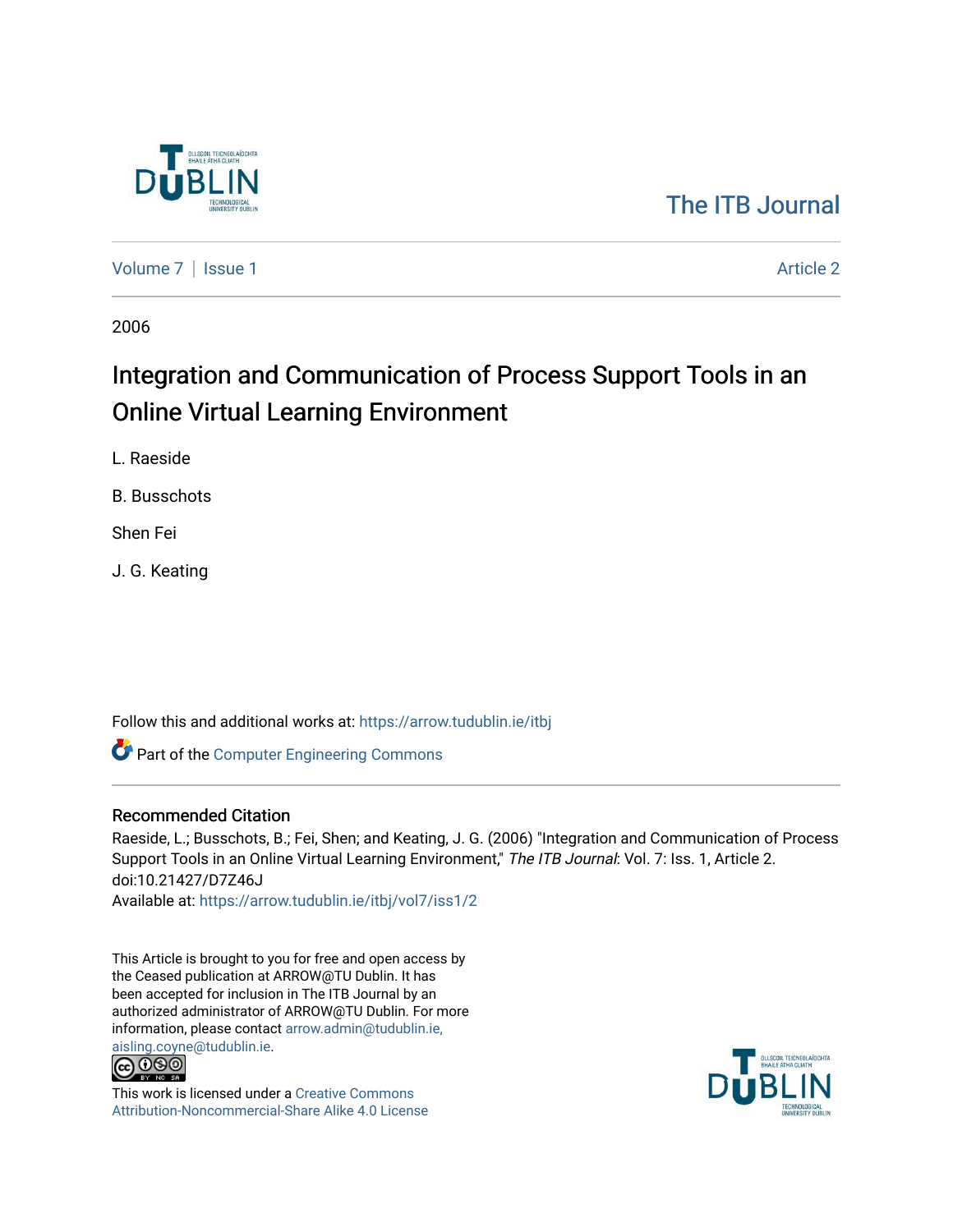The ITB Journal

Volume 7 | Issue 1 Article 2

2006

# Integration and Communication of Process Support Tools in an Online Virtual Learning Environment

L. Raeside

B. Busschots

Shen Fei

J. G. Keating

Follow this and additional works at: https://arrow.tudublin.ie/itbj

Part of the Computer Engineering Commons

## Recommended Citation

Raeside, L.; Busschots, B.; Fei, Shen; and Keating, J. G. (2006) "Integration and Communication of Process Support Tools in an Online Virtual Learning Environment," *The ITB Journal*: Vol. 7: Iss. 1, Article 2. doi:10.21427/D7Z46J

Available at: https://arrow.tudublin.ie/itbj/vol7/iss1/2

This Article is brought to you for free and open access by the Ceased publication at ARROW@TU Dublin. It has been accepted for inclusion in The ITB Journal by an authorized administrator of ARROW@TU Dublin. For more information, please contact arrow.admin@tudublin.ie, aisling.coyne@tudublin.ie.

This work is licensed under a Creative Commons Attribution-Noncommercial-Share Alike 4.0 License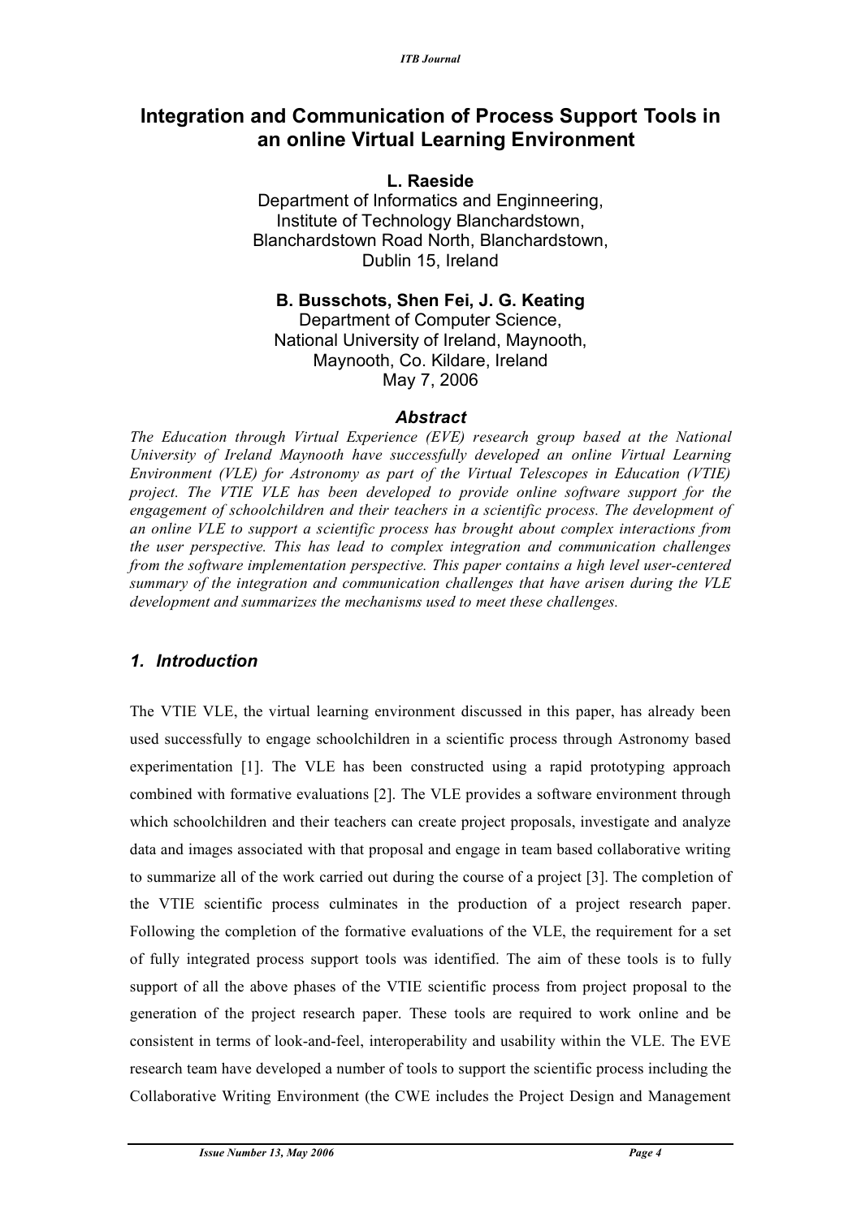# Integration and Communication of Process Support Tools in an online Virtual Learning Environment

**L. Raeside**

Department of Informatics and Enginneering,
Institute of Technology Blanchardstown,
Blanchardstown Road North, Blanchardstown,
Dublin 15, Ireland

**B. Busschots, Shen Fei, J. G. Keating**

Department of Computer Science,
National University of Ireland, Maynooth,
Maynooth, Co. Kildare, Ireland
May 7, 2006

### *Abstract*

*The Education through Virtual Experience (EVE) research group based at the National University of Ireland Maynooth have successfully developed an online Virtual Learning Environment (VLE) for Astronomy as part of the Virtual Telescopes in Education (VTIE) project. The VTIE VLE has been developed to provide online software support for the engagement of schoolchildren and their teachers in a scientific process. The development of an online VLE to support a scientific process has brought about complex interactions from the user perspective. This has lead to complex integration and communication challenges from the software implementation perspective. This paper contains a high level user-centered summary of the integration and communication challenges that have arisen during the VLE development and summarizes the mechanisms used to meet these challenges.*

## *1. Introduction*

The VTIE VLE, the virtual learning environment discussed in this paper, has already been used successfully to engage schoolchildren in a scientific process through Astronomy based experimentation [1]. The VLE has been constructed using a rapid prototyping approach combined with formative evaluations [2]. The VLE provides a software environment through which schoolchildren and their teachers can create project proposals, investigate and analyze data and images associated with that proposal and engage in team based collaborative writing to summarize all of the work carried out during the course of a project [3]. The completion of the VTIE scientific process culminates in the production of a project research paper. Following the completion of the formative evaluations of the VLE, the requirement for a set of fully integrated process support tools was identified. The aim of these tools is to fully support of all the above phases of the VTIE scientific process from project proposal to the generation of the project research paper. These tools are required to work online and be consistent in terms of look-and-feel, interoperability and usability within the VLE. The EVE research team have developed a number of tools to support the scientific process including the Collaborative Writing Environment (the CWE includes the Project Design and Management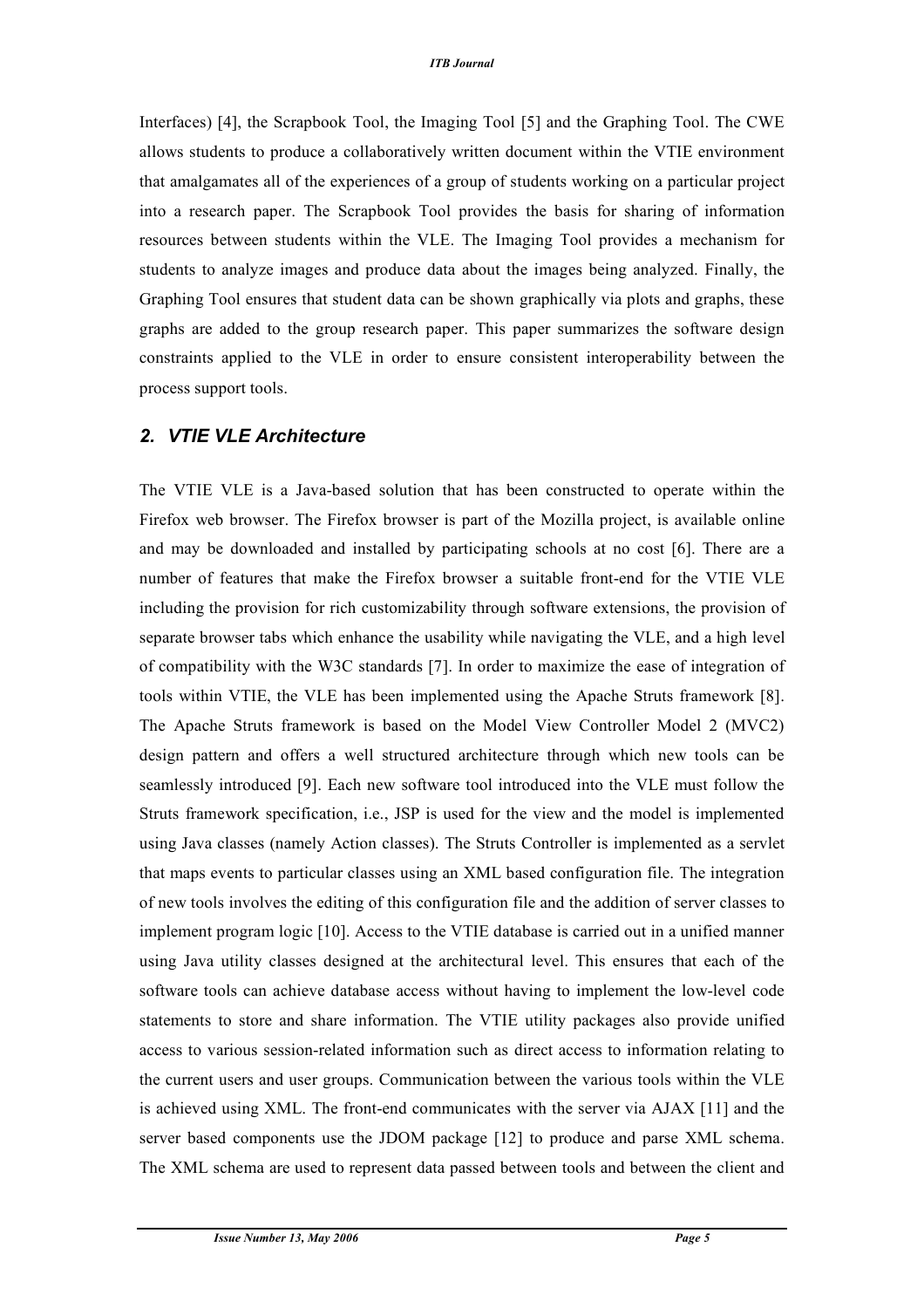Interfaces) [4], the Scrapbook Tool, the Imaging Tool [5] and the Graphing Tool. The CWE allows students to produce a collaboratively written document within the VTIE environment that amalgamates all of the experiences of a group of students working on a particular project into a research paper. The Scrapbook Tool provides the basis for sharing of information resources between students within the VLE. The Imaging Tool provides a mechanism for students to analyze images and produce data about the images being analyzed. Finally, the Graphing Tool ensures that student data can be shown graphically via plots and graphs, these graphs are added to the group research paper. This paper summarizes the software design constraints applied to the VLE in order to ensure consistent interoperability between the process support tools.

## 2. VTIE VLE Architecture

The VTIE VLE is a Java-based solution that has been constructed to operate within the Firefox web browser. The Firefox browser is part of the Mozilla project, is available online and may be downloaded and installed by participating schools at no cost [6]. There are a number of features that make the Firefox browser a suitable front-end for the VTIE VLE including the provision for rich customizability through software extensions, the provision of separate browser tabs which enhance the usability while navigating the VLE, and a high level of compatibility with the W3C standards [7]. In order to maximize the ease of integration of tools within VTIE, the VLE has been implemented using the Apache Struts framework [8]. The Apache Struts framework is based on the Model View Controller Model 2 (MVC2) design pattern and offers a well structured architecture through which new tools can be seamlessly introduced [9]. Each new software tool introduced into the VLE must follow the Struts framework specification, i.e., JSP is used for the view and the model is implemented using Java classes (namely Action classes). The Struts Controller is implemented as a servlet that maps events to particular classes using an XML based configuration file. The integration of new tools involves the editing of this configuration file and the addition of server classes to implement program logic [10]. Access to the VTIE database is carried out in a unified manner using Java utility classes designed at the architectural level. This ensures that each of the software tools can achieve database access without having to implement the low-level code statements to store and share information. The VTIE utility packages also provide unified access to various session-related information such as direct access to information relating to the current users and user groups. Communication between the various tools within the VLE is achieved using XML. The front-end communicates with the server via AJAX [11] and the server based components use the JDOM package [12] to produce and parse XML schema. The XML schema are used to represent data passed between tools and between the client and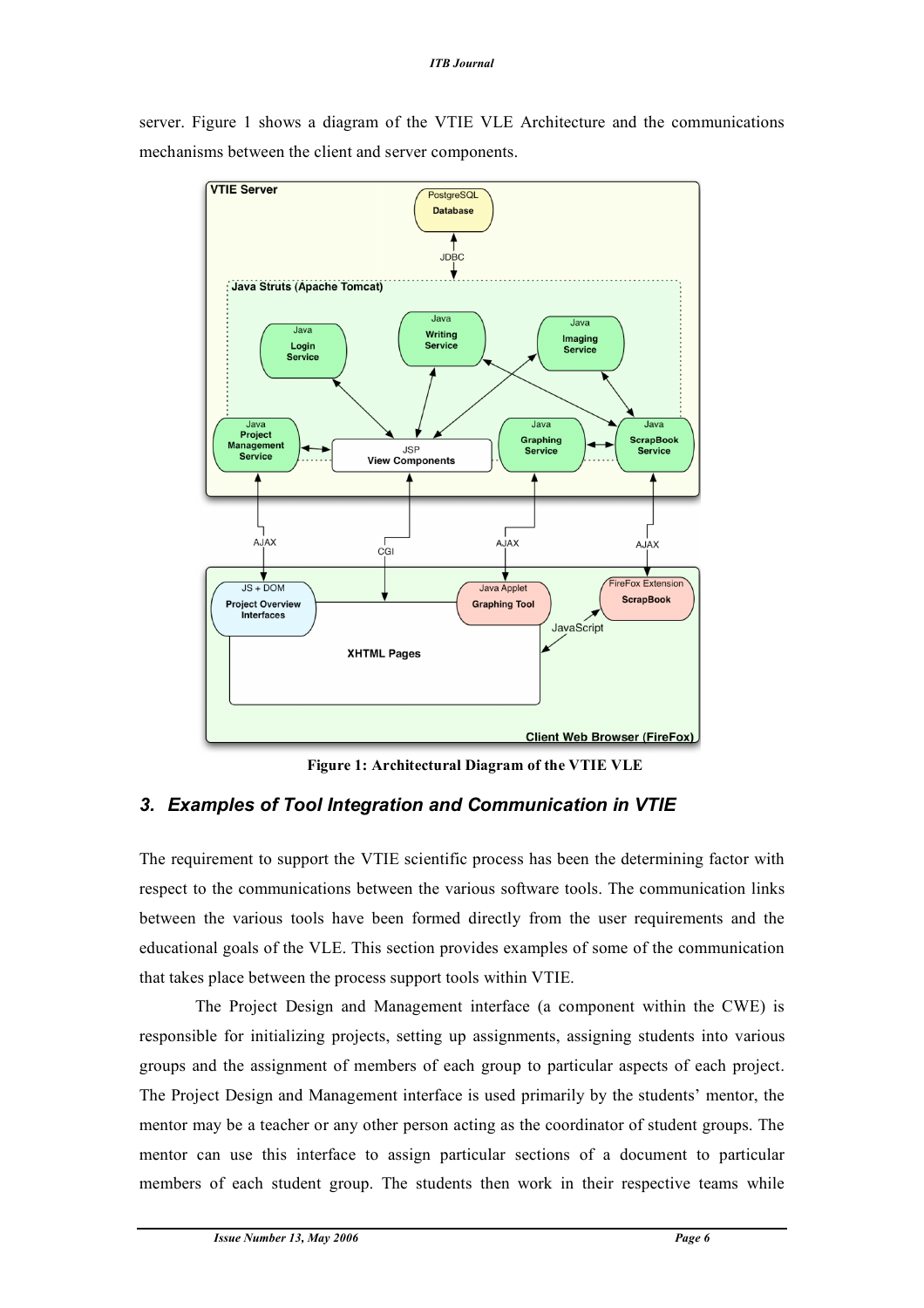server. Figure 1 shows a diagram of the VTIE VLE Architecture and the communications mechanisms between the client and server components.

**Figure 1: Architectural Diagram of the VTIE VLE**

## 3. Examples of Tool Integration and Communication in VTIE

The requirement to support the VTIE scientific process has been the determining factor with respect to the communications between the various software tools. The communication links between the various tools have been formed directly from the user requirements and the educational goals of the VLE. This section provides examples of some of the communication that takes place between the process support tools within VTIE.

The Project Design and Management interface (a component within the CWE) is responsible for initializing projects, setting up assignments, assigning students into various groups and the assignment of members of each group to particular aspects of each project. The Project Design and Management interface is used primarily by the students' mentor, the mentor may be a teacher or any other person acting as the coordinator of student groups. The mentor can use this interface to assign particular sections of a document to particular members of each student group. The students then work in their respective teams while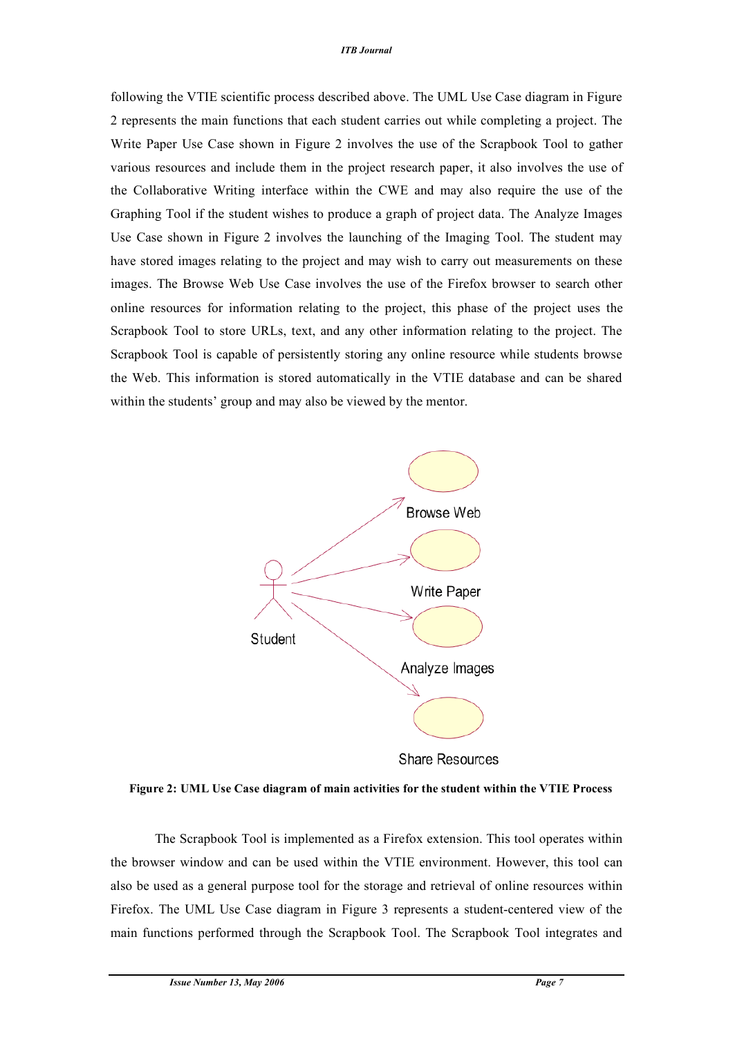following the VTIE scientific process described above. The UML Use Case diagram in Figure 2 represents the main functions that each student carries out while completing a project. The Write Paper Use Case shown in Figure 2 involves the use of the Scrapbook Tool to gather various resources and include them in the project research paper, it also involves the use of the Collaborative Writing interface within the CWE and may also require the use of the Graphing Tool if the student wishes to produce a graph of project data. The Analyze Images Use Case shown in Figure 2 involves the launching of the Imaging Tool. The student may have stored images relating to the project and may wish to carry out measurements on these images. The Browse Web Use Case involves the use of the Firefox browser to search other online resources for information relating to the project, this phase of the project uses the Scrapbook Tool to store URLs, text, and any other information relating to the project. The Scrapbook Tool is capable of persistently storing any online resource while students browse the Web. This information is stored automatically in the VTIE database and can be shared within the students' group and may also be viewed by the mentor.

Student

Browse Web

Write Paper

Analyze Images

Share Resources

**Figure 2: UML Use Case diagram of main activities for the student within the VTIE Process**

The Scrapbook Tool is implemented as a Firefox extension. This tool operates within the browser window and can be used within the VTIE environment. However, this tool can also be used as a general purpose tool for the storage and retrieval of online resources within Firefox. The UML Use Case diagram in Figure 3 represents a student-centered view of the main functions performed through the Scrapbook Tool. The Scrapbook Tool integrates and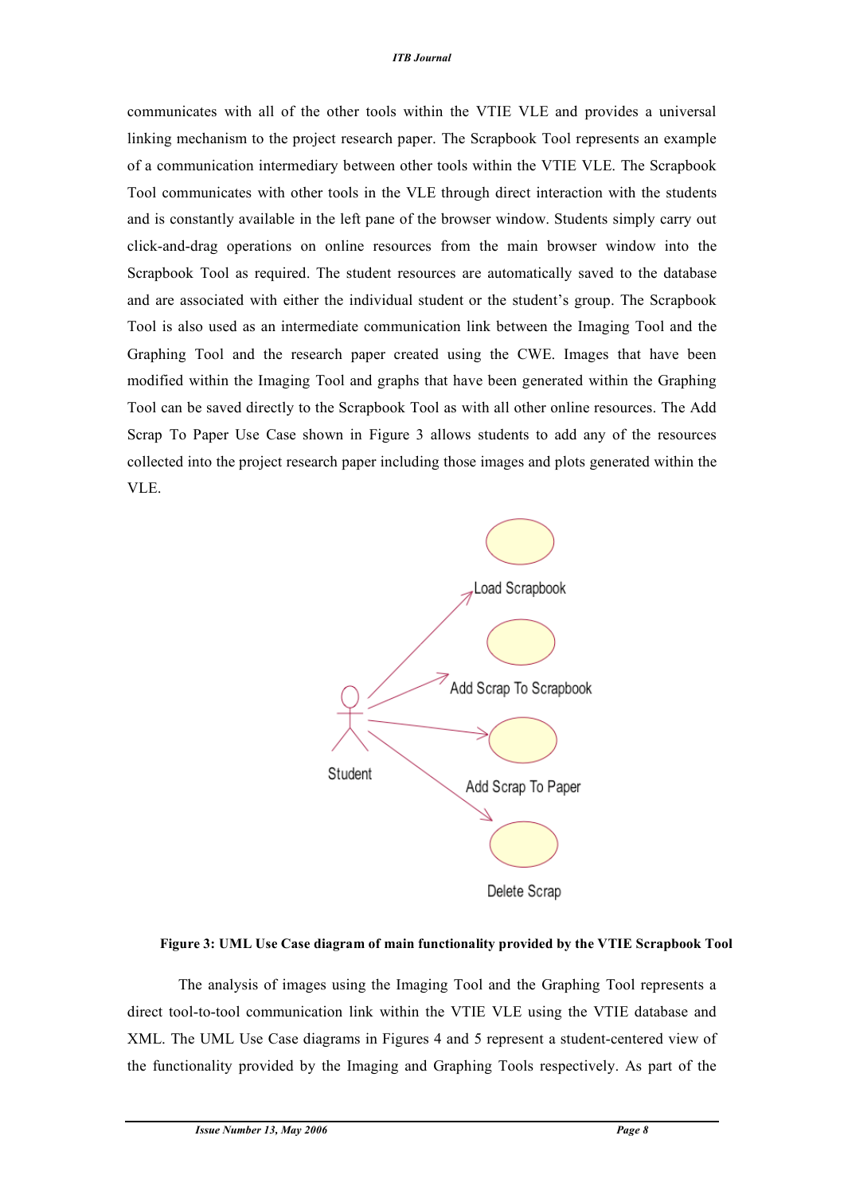communicates with all of the other tools within the VTIE VLE and provides a universal linking mechanism to the project research paper. The Scrapbook Tool represents an example of a communication intermediary between other tools within the VTIE VLE. The Scrapbook Tool communicates with other tools in the VLE through direct interaction with the students and is constantly available in the left pane of the browser window. Students simply carry out click-and-drag operations on online resources from the main browser window into the Scrapbook Tool as required. The student resources are automatically saved to the database and are associated with either the individual student or the student's group. The Scrapbook Tool is also used as an intermediate communication link between the Imaging Tool and the Graphing Tool and the research paper created using the CWE. Images that have been modified within the Imaging Tool and graphs that have been generated within the Graphing Tool can be saved directly to the Scrapbook Tool as with all other online resources. The Add Scrap To Paper Use Case shown in Figure 3 allows students to add any of the resources collected into the project research paper including those images and plots generated within the VLE.

Load Scrapbook

Add Scrap To Scrapbook

Student

Add Scrap To Paper

Delete Scrap

**Figure 3: UML Use Case diagram of main functionality provided by the VTIE Scrapbook Tool**

The analysis of images using the Imaging Tool and the Graphing Tool represents a direct tool-to-tool communication link within the VTIE VLE using the VTIE database and XML. The UML Use Case diagrams in Figures 4 and 5 represent a student-centered view of the functionality provided by the Imaging and Graphing Tools respectively. As part of the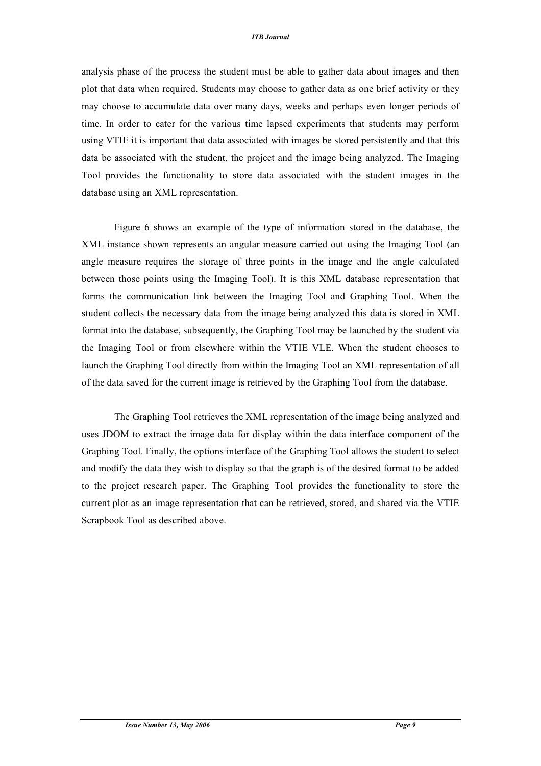analysis phase of the process the student must be able to gather data about images and then plot that data when required. Students may choose to gather data as one brief activity or they may choose to accumulate data over many days, weeks and perhaps even longer periods of time. In order to cater for the various time lapsed experiments that students may perform using VTIE it is important that data associated with images be stored persistently and that this data be associated with the student, the project and the image being analyzed. The Imaging Tool provides the functionality to store data associated with the student images in the database using an XML representation.

Figure 6 shows an example of the type of information stored in the database, the XML instance shown represents an angular measure carried out using the Imaging Tool (an angle measure requires the storage of three points in the image and the angle calculated between those points using the Imaging Tool). It is this XML database representation that forms the communication link between the Imaging Tool and Graphing Tool. When the student collects the necessary data from the image being analyzed this data is stored in XML format into the database, subsequently, the Graphing Tool may be launched by the student via the Imaging Tool or from elsewhere within the VTIE VLE. When the student chooses to launch the Graphing Tool directly from within the Imaging Tool an XML representation of all of the data saved for the current image is retrieved by the Graphing Tool from the database.

The Graphing Tool retrieves the XML representation of the image being analyzed and uses JDOM to extract the image data for display within the data interface component of the Graphing Tool. Finally, the options interface of the Graphing Tool allows the student to select and modify the data they wish to display so that the graph is of the desired format to be added to the project research paper. The Graphing Tool provides the functionality to store the current plot as an image representation that can be retrieved, stored, and shared via the VTIE Scrapbook Tool as described above.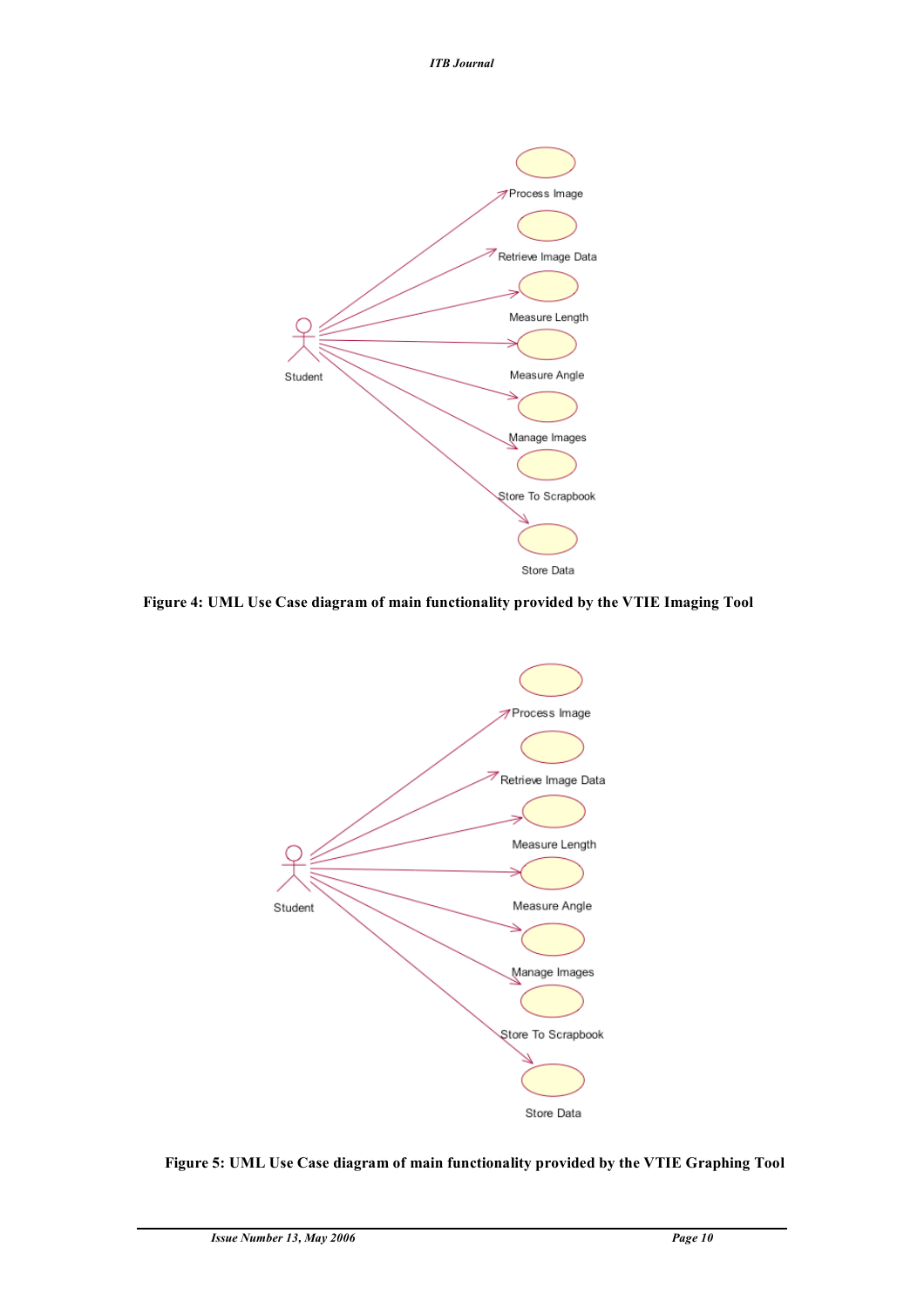Figure 4: UML Use Case diagram of main functionality provided by the VTIE Imaging Tool

Figure 5: UML Use Case diagram of main functionality provided by the VTIE Graphing Tool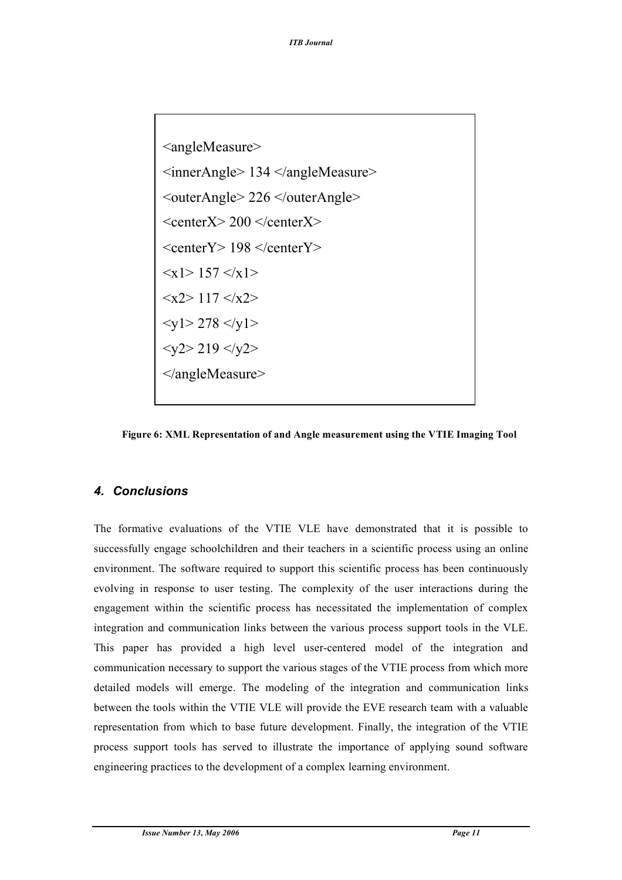```
<angleMeasure>
<innerAngle> 134 </angleMeasure>
<outerAngle> 226 </outerAngle>
<centerX> 200 </centerX>
<centerY> 198 </centerY>
<x1> 157 </x1>
<x2> 117 </x2>
<y1> 278 </y1>
<y2> 219 </y2>
</angleMeasure>
```

**Figure 6: XML Representation of and Angle measurement using the VTIE Imaging Tool**

### *4. Conclusions*

The formative evaluations of the VTIE VLE have demonstrated that it is possible to successfully engage schoolchildren and their teachers in a scientific process using an online environment. The software required to support this scientific process has been continuously evolving in response to user testing. The complexity of the user interactions during the engagement within the scientific process has necessitated the implementation of complex integration and communication links between the various process support tools in the VLE. This paper has provided a high level user-centered model of the integration and communication necessary to support the various stages of the VTIE process from which more detailed models will emerge. The modeling of the integration and communication links between the tools within the VTIE VLE will provide the EVE research team with a valuable representation from which to base future development. Finally, the integration of the VTIE process support tools has served to illustrate the importance of applying sound software engineering practices to the development of a complex learning environment.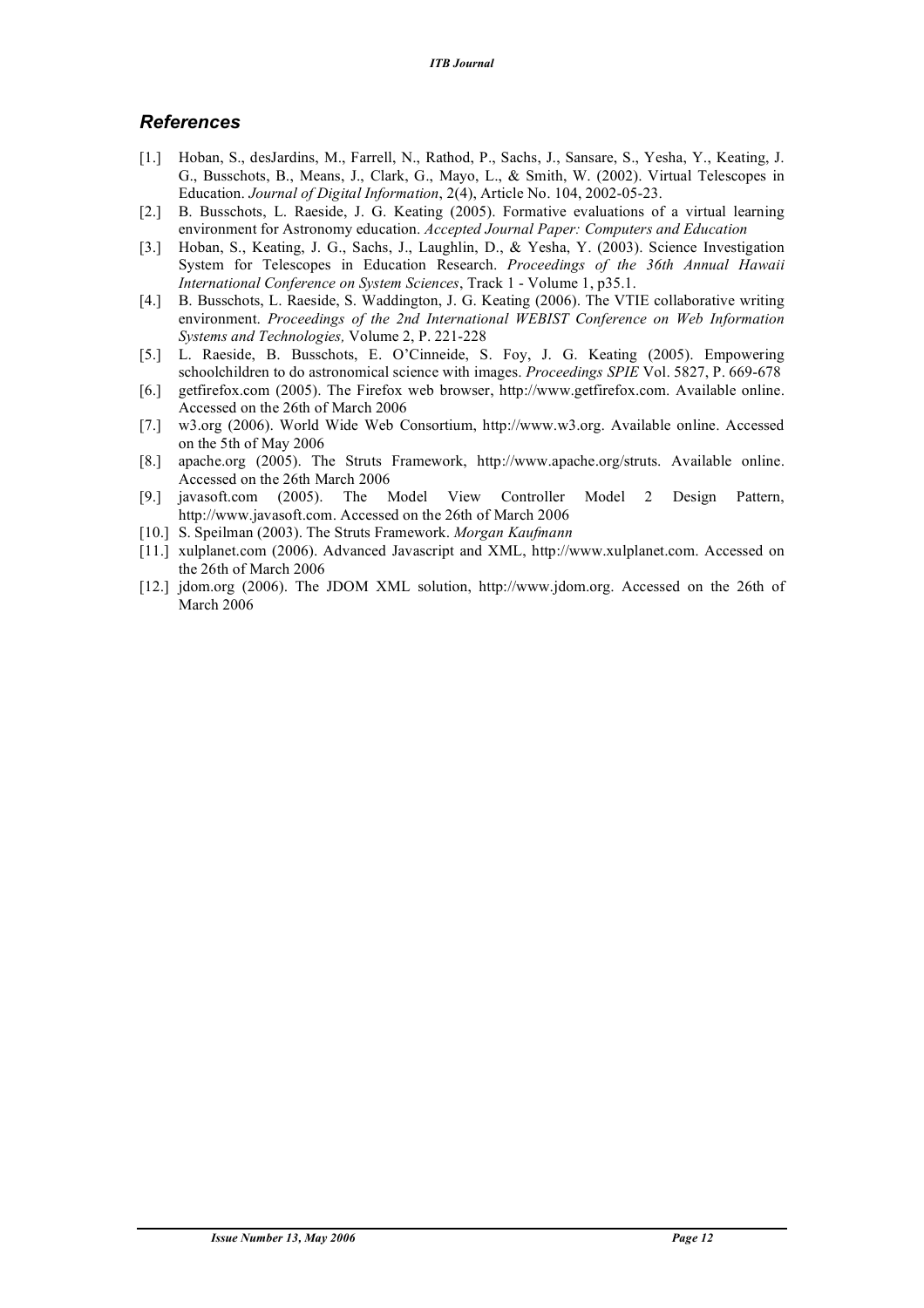## *References*

[1.] Hoban, S., desJardins, M., Farrell, N., Rathod, P., Sachs, J., Sansare, S., Yesha, Y., Keating, J. G., Busschots, B., Means, J., Clark, G., Mayo, L., & Smith, W. (2002). Virtual Telescopes in Education. *Journal of Digital Information*, 2(4), Article No. 104, 2002-05-23.

[2.] B. Busschots, L. Raeside, J. G. Keating (2005). Formative evaluations of a virtual learning environment for Astronomy education. *Accepted Journal Paper: Computers and Education*

[3.] Hoban, S., Keating, J. G., Sachs, J., Laughlin, D., & Yesha, Y. (2003). Science Investigation System for Telescopes in Education Research. *Proceedings of the 36th Annual Hawaii International Conference on System Sciences*, Track 1 - Volume 1, p35.1.

[4.] B. Busschots, L. Raeside, S. Waddington, J. G. Keating (2006). The VTIE collaborative writing environment. *Proceedings of the 2nd International WEBIST Conference on Web Information Systems and Technologies,* Volume 2, P. 221-228

[5.] L. Raeside, B. Busschots, E. O'Cinneide, S. Foy, J. G. Keating (2005). Empowering schoolchildren to do astronomical science with images. *Proceedings SPIE* Vol. 5827, P. 669-678

[6.] getfirefox.com (2005). The Firefox web browser, http://www.getfirefox.com. Available online. Accessed on the 26th of March 2006

[7.] w3.org (2006). World Wide Web Consortium, http://www.w3.org. Available online. Accessed on the 5th of May 2006

[8.] apache.org (2005). The Struts Framework, http://www.apache.org/struts. Available online. Accessed on the 26th March 2006

[9.] javasoft.com (2005). The Model View Controller Model 2 Design Pattern, http://www.javasoft.com. Accessed on the 26th of March 2006

[10.] S. Speilman (2003). The Struts Framework. *Morgan Kaufmann*

[11.] xulplanet.com (2006). Advanced Javascript and XML, http://www.xulplanet.com. Accessed on the 26th of March 2006

[12.] jdom.org (2006). The JDOM XML solution, http://www.jdom.org. Accessed on the 26th of March 2006